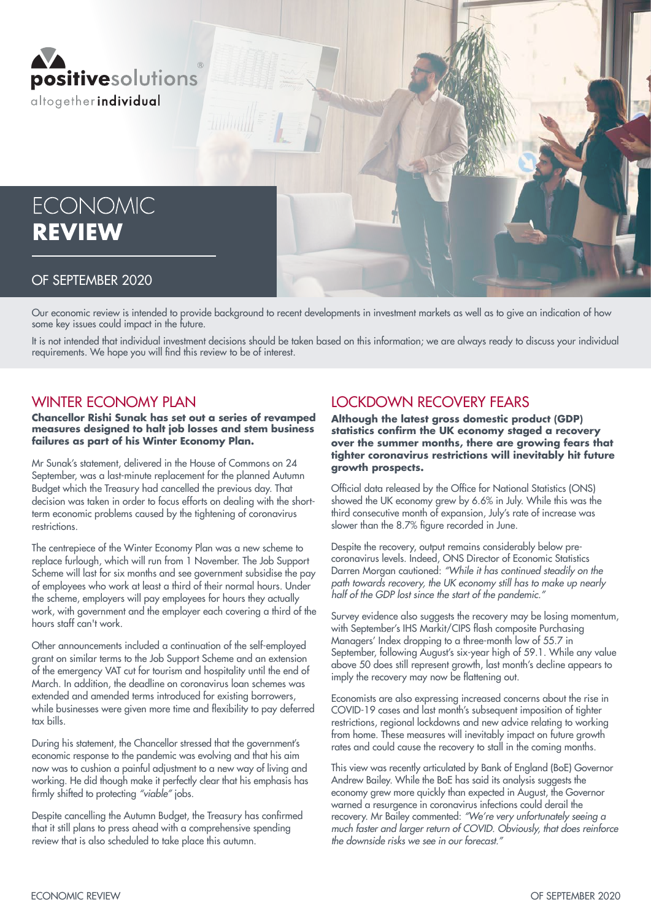positivesolutions®
altogether individual

# ECONOMIC REVIEW

## OF SEPTEMBER 2020

Our economic review is intended to provide background to recent developments in investment markets as well as to give an indication of how some key issues could impact in the future.

It is not intended that individual investment decisions should be taken based on this information; we are always ready to discuss your individual requirements. We hope you will find this review to be of interest.

## WINTER ECONOMY PLAN

**Chancellor Rishi Sunak has set out a series of revamped measures designed to halt job losses and stem business failures as part of his Winter Economy Plan.**

Mr Sunak's statement, delivered in the House of Commons on 24 September, was a last-minute replacement for the planned Autumn Budget which the Treasury had cancelled the previous day. That decision was taken in order to focus efforts on dealing with the short-term economic problems caused by the tightening of coronavirus restrictions.

The centrepiece of the Winter Economy Plan was a new scheme to replace furlough, which will run from 1 November. The Job Support Scheme will last for six months and see government subsidise the pay of employees who work at least a third of their normal hours. Under the scheme, employers will pay employees for hours they actually work, with government and the employer each covering a third of the hours staff can't work.

Other announcements included a continuation of the self-employed grant on similar terms to the Job Support Scheme and an extension of the emergency VAT cut for tourism and hospitality until the end of March. In addition, the deadline on coronavirus loan schemes was extended and amended terms introduced for existing borrowers, while businesses were given more time and flexibility to pay deferred tax bills.

During his statement, the Chancellor stressed that the government's economic response to the pandemic was evolving and that his aim now was to cushion a painful adjustment to a new way of living and working. He did though make it perfectly clear that his emphasis has firmly shifted to protecting *"viable"* jobs.

Despite cancelling the Autumn Budget, the Treasury has confirmed that it still plans to press ahead with a comprehensive spending review that is also scheduled to take place this autumn.

## LOCKDOWN RECOVERY FEARS

**Although the latest gross domestic product (GDP) statistics confirm the UK economy staged a recovery over the summer months, there are growing fears that tighter coronavirus restrictions will inevitably hit future growth prospects.**

Official data released by the Office for National Statistics (ONS) showed the UK economy grew by 6.6% in July. While this was the third consecutive month of expansion, July's rate of increase was slower than the 8.7% figure recorded in June.

Despite the recovery, output remains considerably below pre-coronavirus levels. Indeed, ONS Director of Economic Statistics Darren Morgan cautioned: *"While it has continued steadily on the path towards recovery, the UK economy still has to make up nearly half of the GDP lost since the start of the pandemic."*

Survey evidence also suggests the recovery may be losing momentum, with September's IHS Markit/CIPS flash composite Purchasing Managers' Index dropping to a three-month low of 55.7 in September, following August's six-year high of 59.1. While any value above 50 does still represent growth, last month's decline appears to imply the recovery may now be flattening out.

Economists are also expressing increased concerns about the rise in COVID-19 cases and last month's subsequent imposition of tighter restrictions, regional lockdowns and new advice relating to working from home. These measures will inevitably impact on future growth rates and could cause the recovery to stall in the coming months.

This view was recently articulated by Bank of England (BoE) Governor Andrew Bailey. While the BoE has said its analysis suggests the economy grew more quickly than expected in August, the Governor warned a resurgence in coronavirus infections could derail the recovery. Mr Bailey commented: *"We're very unfortunately seeing a much faster and larger return of COVID. Obviously, that does reinforce the downside risks we see in our forecast."*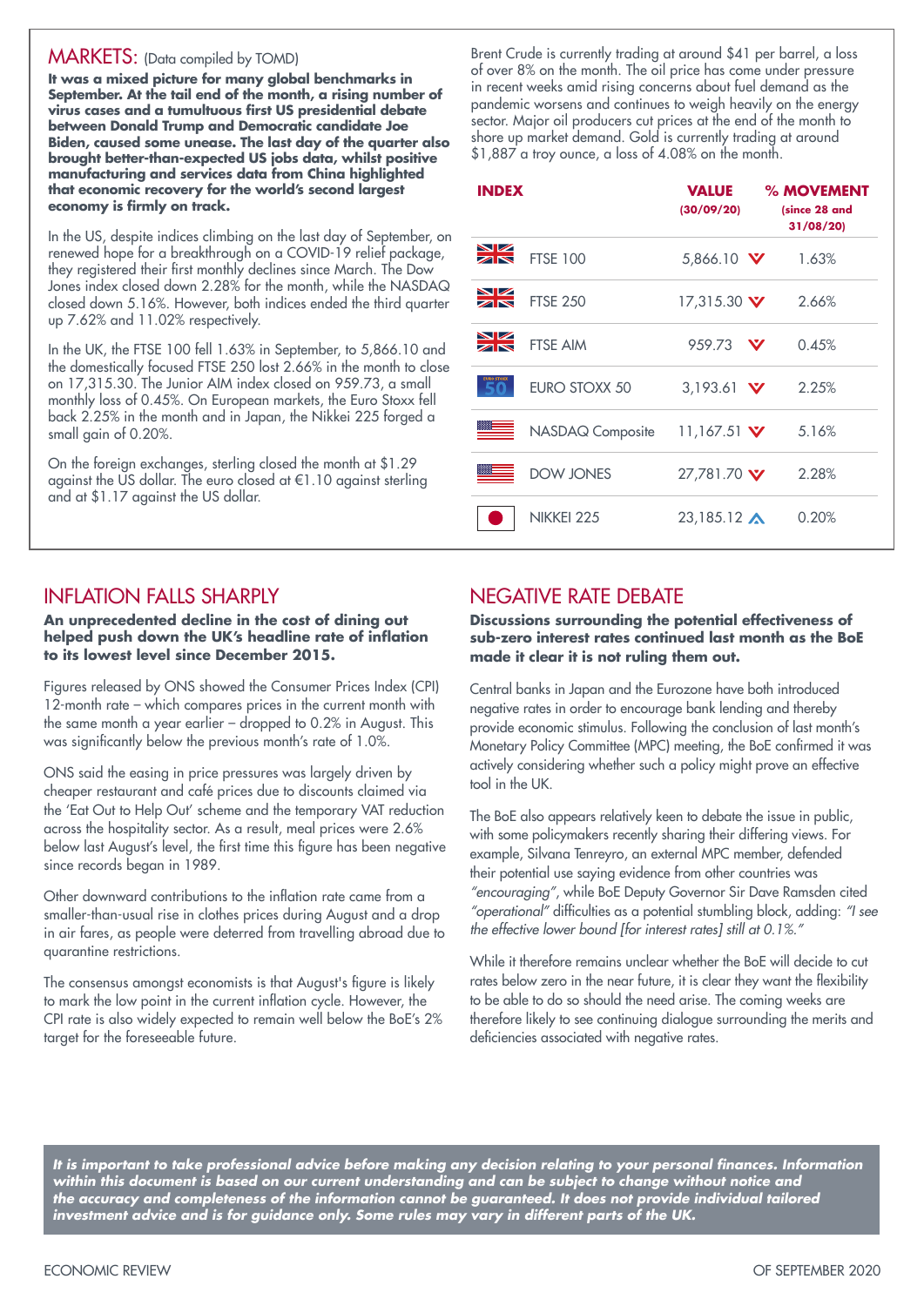## MARKETS: (Data compiled by TOMD)

**It was a mixed picture for many global benchmarks in September. At the tail end of the month, a rising number of virus cases and a tumultuous first US presidential debate between Donald Trump and Democratic candidate Joe Biden, caused some unease. The last day of the quarter also brought better-than-expected US jobs data, whilst positive manufacturing and services data from China highlighted that economic recovery for the world's second largest economy is firmly on track.**

In the US, despite indices climbing on the last day of September, on renewed hope for a breakthrough on a COVID-19 relief package, they registered their first monthly declines since March. The Dow Jones index closed down 2.28% for the month, while the NASDAQ closed down 5.16%. However, both indices ended the third quarter up 7.62% and 11.02% respectively.

In the UK, the FTSE 100 fell 1.63% in September, to 5,866.10 and the domestically focused FTSE 250 lost 2.66% in the month to close on 17,315.30. The Junior AIM index closed on 959.73, a small monthly loss of 0.45%. On European markets, the Euro Stoxx fell back 2.25% in the month and in Japan, the Nikkei 225 forged a small gain of 0.20%.

On the foreign exchanges, sterling closed the month at $1.29 against the US dollar. The euro closed at €1.10 against sterling and at $1.17 against the US dollar.

Brent Crude is currently trading at around $41 per barrel, a loss of over 8% on the month. The oil price has come under pressure in recent weeks amid rising concerns about fuel demand as the pandemic worsens and continues to weigh heavily on the energy sector. Major oil producers cut prices at the end of the month to shore up market demand. Gold is currently trading at around $1,887 a troy ounce, a loss of 4.08% on the month.

| INDEX | VALUE (30/09/20) | % MOVEMENT (since 28 and 31/08/20) |
|---|---|---|
| FTSE 100 | 5,866.10 ▼ | 1.63% |
| FTSE 250 | 17,315.30 ▼ | 2.66% |
| FTSE AIM | 959.73 ▼ | 0.45% |
| EURO STOXX 50 | 3,193.61 ▼ | 2.25% |
| NASDAQ Composite | 11,167.51 ▼ | 5.16% |
| DOW JONES | 27,781.70 ▼ | 2.28% |
| NIKKEI 225 | 23,185.12 ▲ | 0.20% |

## INFLATION FALLS SHARPLY

**An unprecedented decline in the cost of dining out helped push down the UK's headline rate of inflation to its lowest level since December 2015.**

Figures released by ONS showed the Consumer Prices Index (CPI) 12-month rate – which compares prices in the current month with the same month a year earlier – dropped to 0.2% in August. This was significantly below the previous month's rate of 1.0%.

ONS said the easing in price pressures was largely driven by cheaper restaurant and café prices due to discounts claimed via the 'Eat Out to Help Out' scheme and the temporary VAT reduction across the hospitality sector. As a result, meal prices were 2.6% below last August's level, the first time this figure has been negative since records began in 1989.

Other downward contributions to the inflation rate came from a smaller-than-usual rise in clothes prices during August and a drop in air fares, as people were deterred from travelling abroad due to quarantine restrictions.

The consensus amongst economists is that August's figure is likely to mark the low point in the current inflation cycle. However, the CPI rate is also widely expected to remain well below the BoE's 2% target for the foreseeable future.

## NEGATIVE RATE DEBATE

**Discussions surrounding the potential effectiveness of sub-zero interest rates continued last month as the BoE made it clear it is not ruling them out.**

Central banks in Japan and the Eurozone have both introduced negative rates in order to encourage bank lending and thereby provide economic stimulus. Following the conclusion of last month's Monetary Policy Committee (MPC) meeting, the BoE confirmed it was actively considering whether such a policy might prove an effective tool in the UK.

The BoE also appears relatively keen to debate the issue in public, with some policymakers recently sharing their differing views. For example, Silvana Tenreyro, an external MPC member, defended their potential use saying evidence from other countries was *"encouraging"*, while BoE Deputy Governor Sir Dave Ramsden cited *"operational"* difficulties as a potential stumbling block, adding: *"I see the effective lower bound [for interest rates] still at 0.1%."*

While it therefore remains unclear whether the BoE will decide to cut rates below zero in the near future, it is clear they want the flexibility to be able to do so should the need arise. The coming weeks are therefore likely to see continuing dialogue surrounding the merits and deficiencies associated with negative rates.

***It is important to take professional advice before making any decision relating to your personal finances. Information within this document is based on our current understanding and can be subject to change without notice and the accuracy and completeness of the information cannot be guaranteed. It does not provide individual tailored investment advice and is for guidance only. Some rules may vary in different parts of the UK.***